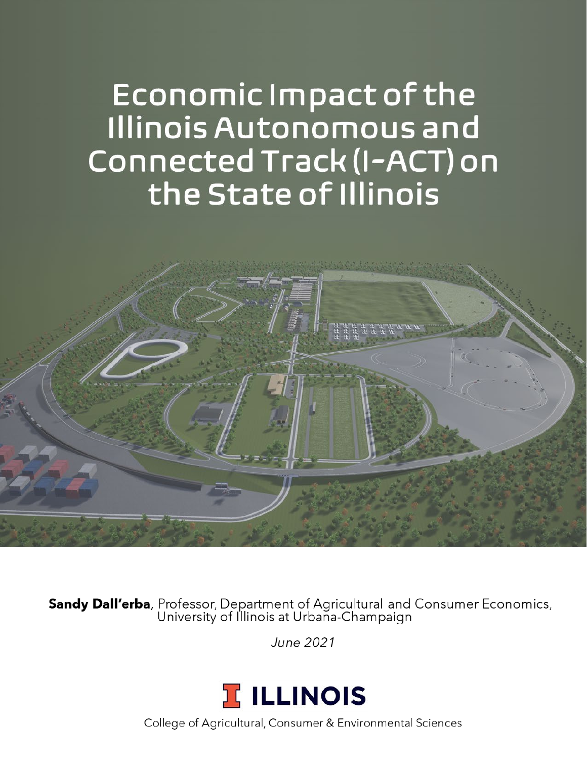# Economic Impact of the Illinois Autonomous and Connected Track (I-ACT) on the State of Illinois

**Sandy Dall'erba**, Professor, Department of Agricultural and Consumer Economics, University of Illinois at Urbana-Champaign

*June 2021*

**ILLINOIS**

College of Agricultural, Consumer & Environmental Sciences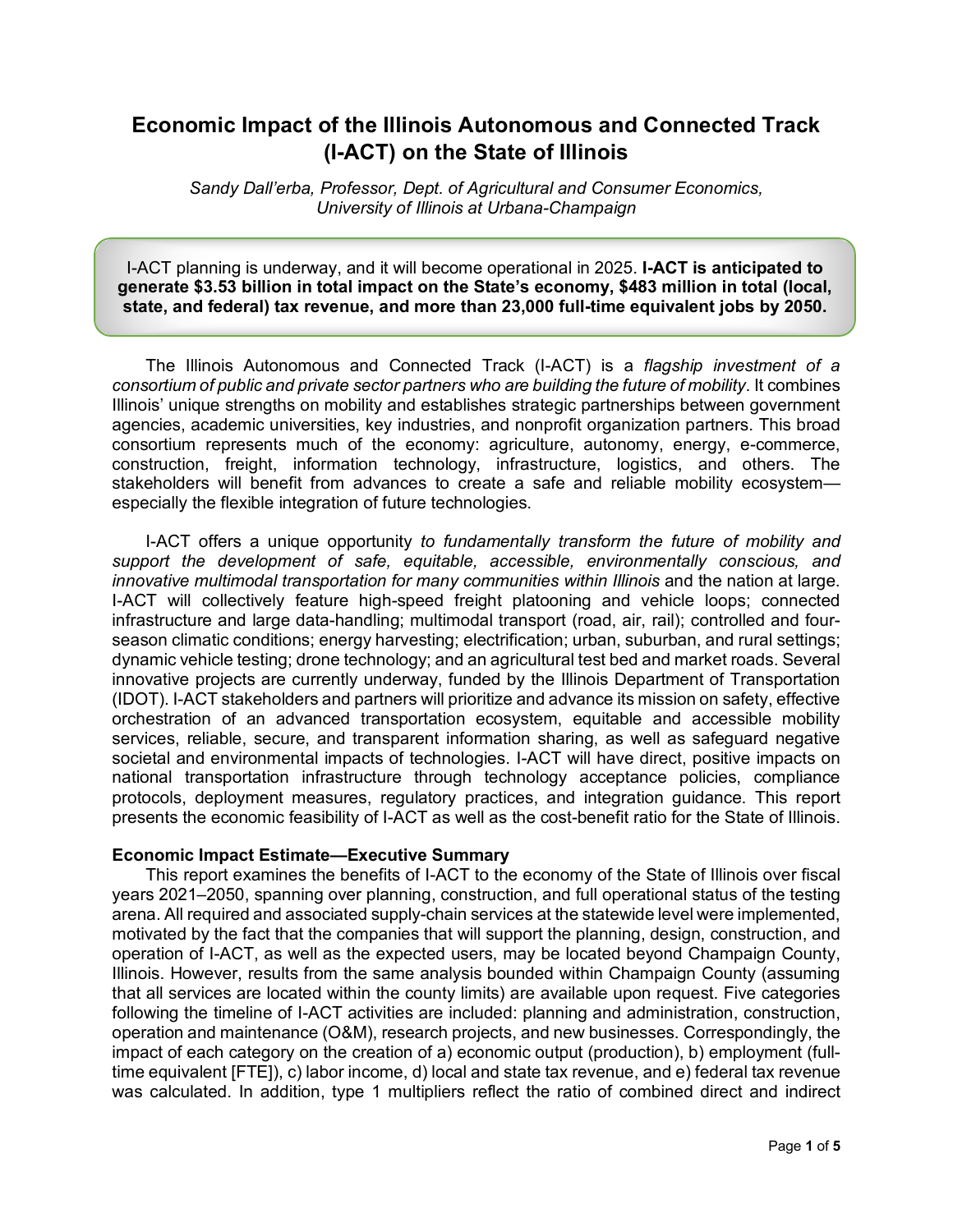# Economic Impact of the Illinois Autonomous and Connected Track (I-ACT) on the State of Illinois

*Sandy Dall'erba, Professor, Dept. of Agricultural and Consumer Economics, University of Illinois at Urbana-Champaign*

I-ACT planning is underway, and it will become operational in 2025. **I-ACT is anticipated to generate \$3.53 billion in total impact on the State's economy, \$483 million in total (local, state, and federal) tax revenue, and more than 23,000 full-time equivalent jobs by 2050.**

The Illinois Autonomous and Connected Track (I-ACT) is a *flagship investment of a consortium of public and private sector partners who are building the future of mobility*. It combines Illinois' unique strengths on mobility and establishes strategic partnerships between government agencies, academic universities, key industries, and nonprofit organization partners. This broad consortium represents much of the economy: agriculture, autonomy, energy, e-commerce, construction, freight, information technology, infrastructure, logistics, and others. The stakeholders will benefit from advances to create a safe and reliable mobility ecosystem—especially the flexible integration of future technologies.

I-ACT offers a unique opportunity *to fundamentally transform the future of mobility and support the development of safe, equitable, accessible, environmentally conscious, and innovative multimodal transportation for many communities within Illinois* and the nation at large. I-ACT will collectively feature high-speed freight platooning and vehicle loops; connected infrastructure and large data-handling; multimodal transport (road, air, rail); controlled and four-season climatic conditions; energy harvesting; electrification; urban, suburban, and rural settings; dynamic vehicle testing; drone technology; and an agricultural test bed and market roads. Several innovative projects are currently underway, funded by the Illinois Department of Transportation (IDOT). I-ACT stakeholders and partners will prioritize and advance its mission on safety, effective orchestration of an advanced transportation ecosystem, equitable and accessible mobility services, reliable, secure, and transparent information sharing, as well as safeguard negative societal and environmental impacts of technologies. I-ACT will have direct, positive impacts on national transportation infrastructure through technology acceptance policies, compliance protocols, deployment measures, regulatory practices, and integration guidance. This report presents the economic feasibility of I-ACT as well as the cost-benefit ratio for the State of Illinois.

**Economic Impact Estimate—Executive Summary**

This report examines the benefits of I-ACT to the economy of the State of Illinois over fiscal years 2021–2050, spanning over planning, construction, and full operational status of the testing arena. All required and associated supply-chain services at the statewide level were implemented, motivated by the fact that the companies that will support the planning, design, construction, and operation of I-ACT, as well as the expected users, may be located beyond Champaign County, Illinois. However, results from the same analysis bounded within Champaign County (assuming that all services are located within the county limits) are available upon request. Five categories following the timeline of I-ACT activities are included: planning and administration, construction, operation and maintenance (O&M), research projects, and new businesses. Correspondingly, the impact of each category on the creation of a) economic output (production), b) employment (full-time equivalent [FTE]), c) labor income, d) local and state tax revenue, and e) federal tax revenue was calculated. In addition, type 1 multipliers reflect the ratio of combined direct and indirect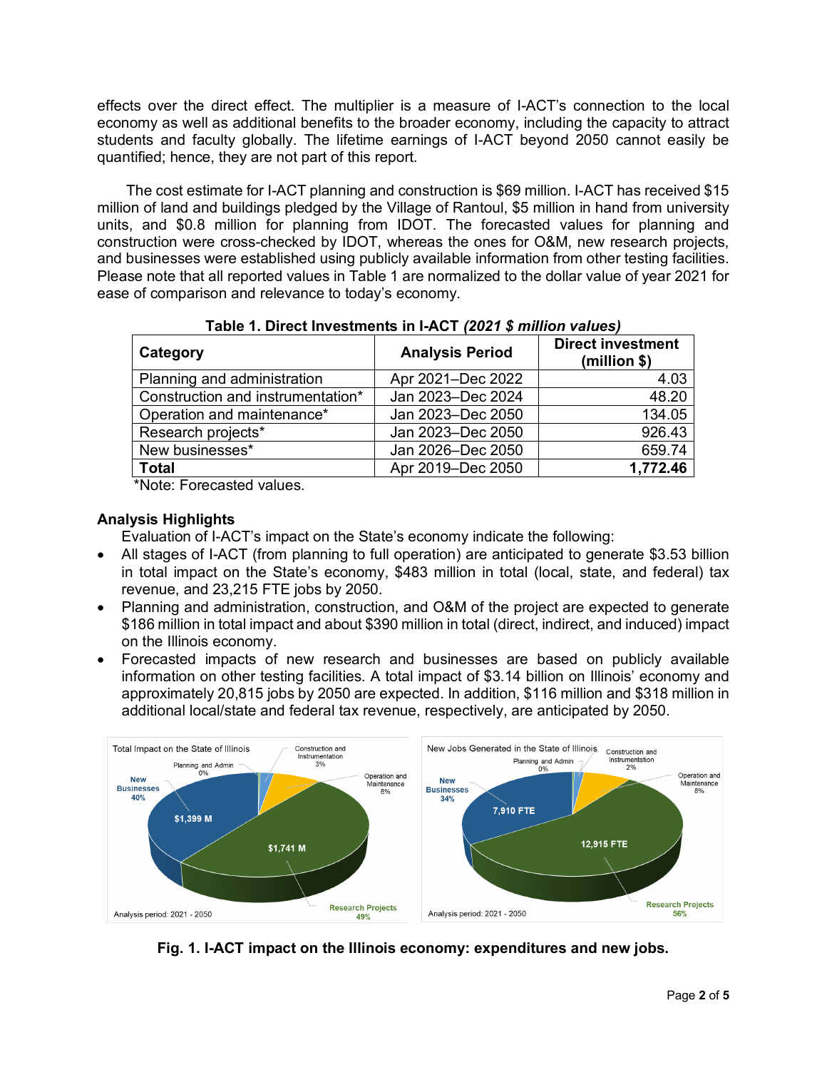effects over the direct effect. The multiplier is a measure of I-ACT's connection to the local economy as well as additional benefits to the broader economy, including the capacity to attract students and faculty globally. The lifetime earnings of I-ACT beyond 2050 cannot easily be quantified; hence, they are not part of this report.

The cost estimate for I-ACT planning and construction is $69 million. I-ACT has received $15 million of land and buildings pledged by the Village of Rantoul, $5 million in hand from university units, and $0.8 million for planning from IDOT. The forecasted values for planning and construction were cross-checked by IDOT, whereas the ones for O&M, new research projects, and businesses were established using publicly available information from other testing facilities. Please note that all reported values in Table 1 are normalized to the dollar value of year 2021 for ease of comparison and relevance to today's economy.

**Table 1. Direct Investments in I-ACT *(2021 $ million values)***

| Category | Analysis Period | Direct investment (million $) |
|---|---|---|
| Planning and administration | Apr 2021–Dec 2022 | 4.03 |
| Construction and instrumentation* | Jan 2023–Dec 2024 | 48.20 |
| Operation and maintenance* | Jan 2023–Dec 2050 | 134.05 |
| Research projects* | Jan 2023–Dec 2050 | 926.43 |
| New businesses* | Jan 2026–Dec 2050 | 659.74 |
| **Total** | Apr 2019–Dec 2050 | **1,772.46** |

*Note: Forecasted values.

### Analysis Highlights

Evaluation of I-ACT's impact on the State's economy indicate the following:

- All stages of I-ACT (from planning to full operation) are anticipated to generate $3.53 billion in total impact on the State's economy, $483 million in total (local, state, and federal) tax revenue, and 23,215 FTE jobs by 2050.
- Planning and administration, construction, and O&M of the project are expected to generate $186 million in total impact and about $390 million in total (direct, indirect, and induced) impact on the Illinois economy.
- Forecasted impacts of new research and businesses are based on publicly available information on other testing facilities. A total impact of $3.14 billion on Illinois' economy and approximately 20,815 jobs by 2050 are expected. In addition, $116 million and $318 million in additional local/state and federal tax revenue, respectively, are anticipated by 2050.

**Fig. 1. I-ACT impact on the Illinois economy: expenditures and new jobs.**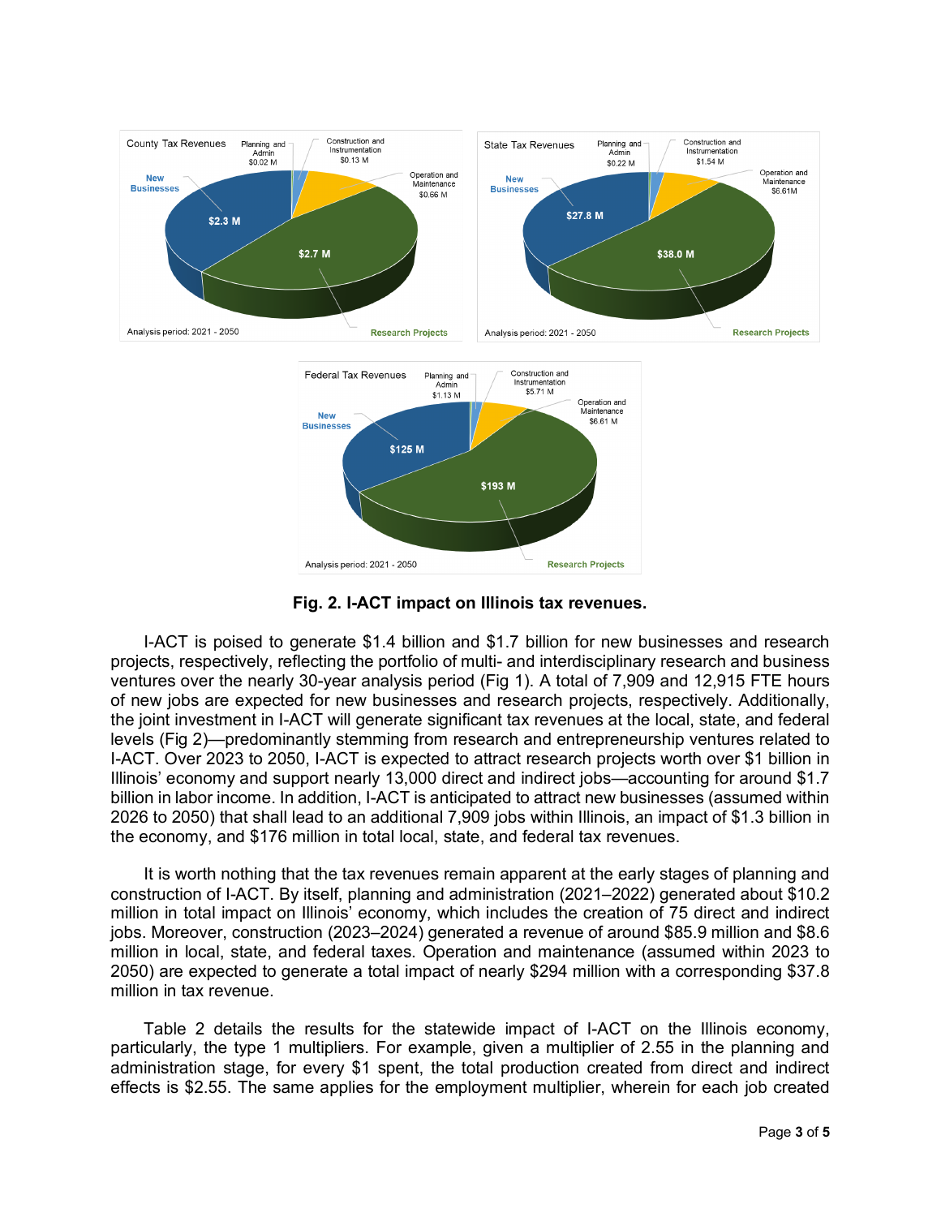**Fig. 2. I-ACT impact on Illinois tax revenues.**

I-ACT is poised to generate $1.4 billion and $1.7 billion for new businesses and research projects, respectively, reflecting the portfolio of multi- and interdisciplinary research and business ventures over the nearly 30-year analysis period (Fig 1). A total of 7,909 and 12,915 FTE hours of new jobs are expected for new businesses and research projects, respectively. Additionally, the joint investment in I-ACT will generate significant tax revenues at the local, state, and federal levels (Fig 2)—predominantly stemming from research and entrepreneurship ventures related to I-ACT. Over 2023 to 2050, I-ACT is expected to attract research projects worth over $1 billion in Illinois' economy and support nearly 13,000 direct and indirect jobs—accounting for around $1.7 billion in labor income. In addition, I-ACT is anticipated to attract new businesses (assumed within 2026 to 2050) that shall lead to an additional 7,909 jobs within Illinois, an impact of $1.3 billion in the economy, and $176 million in total local, state, and federal tax revenues.

It is worth nothing that the tax revenues remain apparent at the early stages of planning and construction of I-ACT. By itself, planning and administration (2021–2022) generated about $10.2 million in total impact on Illinois' economy, which includes the creation of 75 direct and indirect jobs. Moreover, construction (2023–2024) generated a revenue of around $85.9 million and $8.6 million in local, state, and federal taxes. Operation and maintenance (assumed within 2023 to 2050) are expected to generate a total impact of nearly $294 million with a corresponding $37.8 million in tax revenue.

Table 2 details the results for the statewide impact of I-ACT on the Illinois economy, particularly, the type 1 multipliers. For example, given a multiplier of 2.55 in the planning and administration stage, for every $1 spent, the total production created from direct and indirect effects is $2.55. The same applies for the employment multiplier, wherein for each job created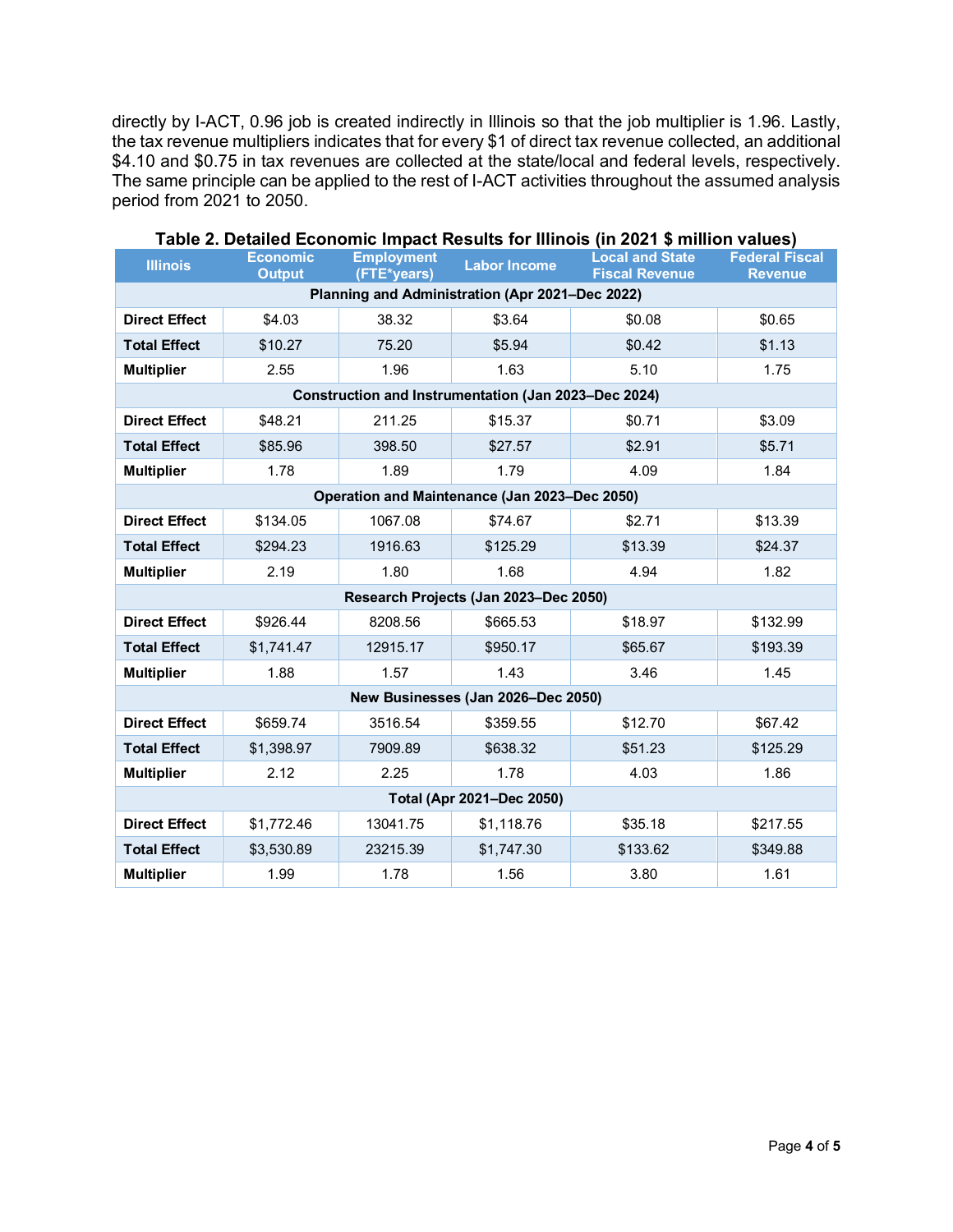directly by I-ACT, 0.96 job is created indirectly in Illinois so that the job multiplier is 1.96. Lastly, the tax revenue multipliers indicates that for every $1 of direct tax revenue collected, an additional $4.10 and $0.75 in tax revenues are collected at the state/local and federal levels, respectively. The same principle can be applied to the rest of I-ACT activities throughout the assumed analysis period from 2021 to 2050.

**Table 2. Detailed Economic Impact Results for Illinois (in 2021 $ million values)**

| Illinois | Economic Output | Employment (FTE*years) | Labor Income | Local and State Fiscal Revenue | Federal Fiscal Revenue |
|---|---|---|---|---|---|
| **Planning and Administration (Apr 2021–Dec 2022)** | | | | | |
| **Direct Effect** | $4.03 | 38.32 | $3.64 | $0.08 | $0.65 |
| **Total Effect** | $10.27 | 75.20 | $5.94 | $0.42 | $1.13 |
| **Multiplier** | 2.55 | 1.96 | 1.63 | 5.10 | 1.75 |
| **Construction and Instrumentation (Jan 2023–Dec 2024)** | | | | | |
| **Direct Effect** | $48.21 | 211.25 | $15.37 | $0.71 | $3.09 |
| **Total Effect** | $85.96 | 398.50 | $27.57 | $2.91 | $5.71 |
| **Multiplier** | 1.78 | 1.89 | 1.79 | 4.09 | 1.84 |
| **Operation and Maintenance (Jan 2023–Dec 2050)** | | | | | |
| **Direct Effect** | $134.05 | 1067.08 | $74.67 | $2.71 | $13.39 |
| **Total Effect** | $294.23 | 1916.63 | $125.29 | $13.39 | $24.37 |
| **Multiplier** | 2.19 | 1.80 | 1.68 | 4.94 | 1.82 |
| **Research Projects (Jan 2023–Dec 2050)** | | | | | |
| **Direct Effect** | $926.44 | 8208.56 | $665.53 | $18.97 | $132.99 |
| **Total Effect** | $1,741.47 | 12915.17 | $950.17 | $65.67 | $193.39 |
| **Multiplier** | 1.88 | 1.57 | 1.43 | 3.46 | 1.45 |
| **New Businesses (Jan 2026–Dec 2050)** | | | | | |
| **Direct Effect** | $659.74 | 3516.54 | $359.55 | $12.70 | $67.42 |
| **Total Effect** | $1,398.97 | 7909.89 | $638.32 | $51.23 | $125.29 |
| **Multiplier** | 2.12 | 2.25 | 1.78 | 4.03 | 1.86 |
| **Total (Apr 2021–Dec 2050)** | | | | | |
| **Direct Effect** | $1,772.46 | 13041.75 | $1,118.76 | $35.18 | $217.55 |
| **Total Effect** | $3,530.89 | 23215.39 | $1,747.30 | $133.62 | $349.88 |
| **Multiplier** | 1.99 | 1.78 | 1.56 | 3.80 | 1.61 |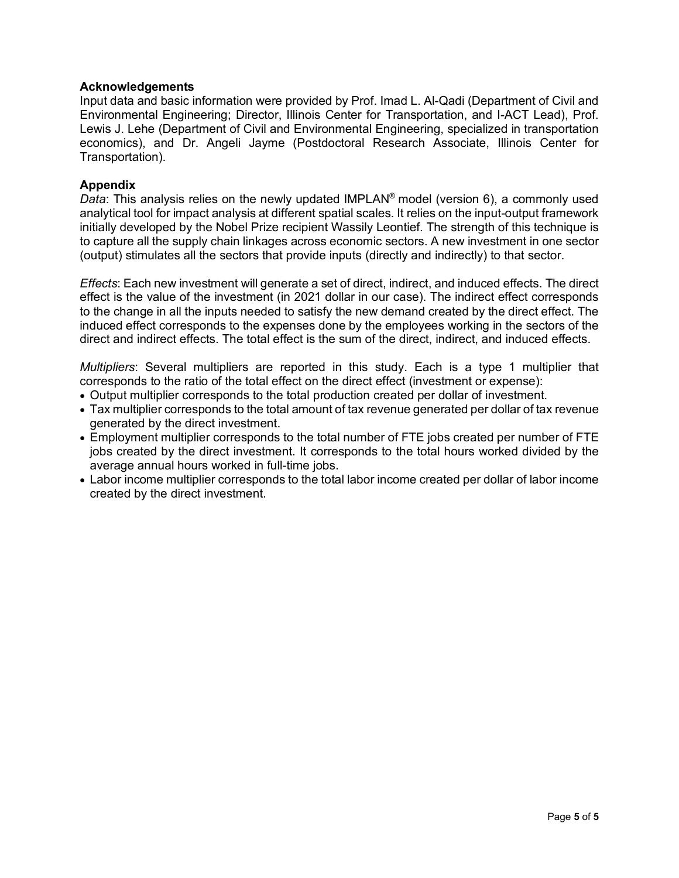**Acknowledgements**

Input data and basic information were provided by Prof. Imad L. Al-Qadi (Department of Civil and Environmental Engineering; Director, Illinois Center for Transportation, and I-ACT Lead), Prof. Lewis J. Lehe (Department of Civil and Environmental Engineering, specialized in transportation economics), and Dr. Angeli Jayme (Postdoctoral Research Associate, Illinois Center for Transportation).

**Appendix**

*Data*: This analysis relies on the newly updated IMPLAN® model (version 6), a commonly used analytical tool for impact analysis at different spatial scales. It relies on the input-output framework initially developed by the Nobel Prize recipient Wassily Leontief. The strength of this technique is to capture all the supply chain linkages across economic sectors. A new investment in one sector (output) stimulates all the sectors that provide inputs (directly and indirectly) to that sector.

*Effects*: Each new investment will generate a set of direct, indirect, and induced effects. The direct effect is the value of the investment (in 2021 dollar in our case). The indirect effect corresponds to the change in all the inputs needed to satisfy the new demand created by the direct effect. The induced effect corresponds to the expenses done by the employees working in the sectors of the direct and indirect effects. The total effect is the sum of the direct, indirect, and induced effects.

*Multipliers*: Several multipliers are reported in this study. Each is a type 1 multiplier that corresponds to the ratio of the total effect on the direct effect (investment or expense):

- Output multiplier corresponds to the total production created per dollar of investment.
- Tax multiplier corresponds to the total amount of tax revenue generated per dollar of tax revenue generated by the direct investment.
- Employment multiplier corresponds to the total number of FTE jobs created per number of FTE jobs created by the direct investment. It corresponds to the total hours worked divided by the average annual hours worked in full-time jobs.
- Labor income multiplier corresponds to the total labor income created per dollar of labor income created by the direct investment.